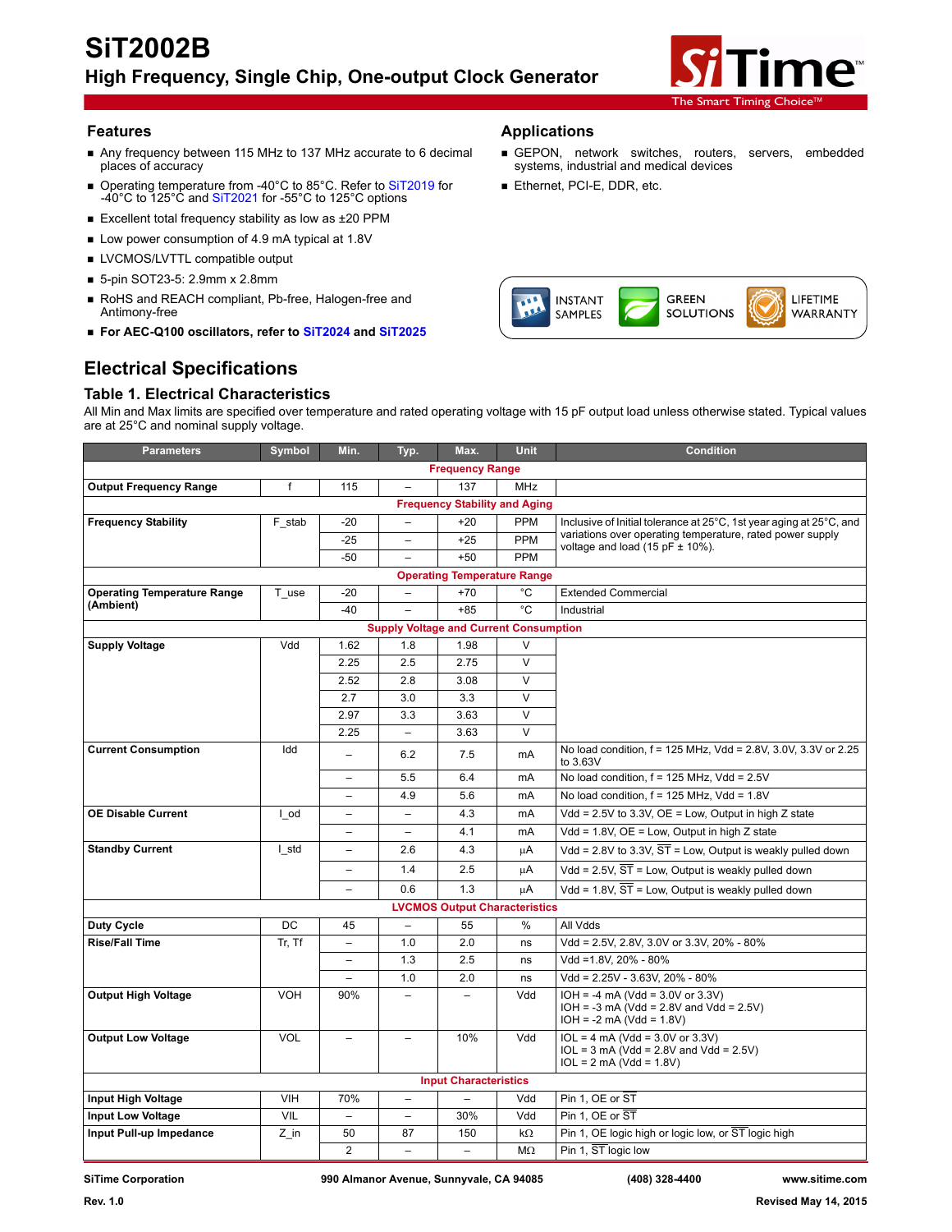# SiT2002B

## High Frequency, Single Chip, One-output Clock Generator

The Smart Timing Choice™

## Features

- Any frequency between 115 MHz to 137 MHz accurate to 6 decimal places of accuracy
- Operating temperature from -40°C to 85°C. Refer to SiT2019 for -40°C to 125°C and SiT2021 for -55°C to 125°C options
- Excellent total frequency stability as low as ±20 PPM
- Low power consumption of 4.9 mA typical at 1.8V
- LVCMOS/LVTTL compatible output
- 5-pin SOT23-5: 2.9mm x 2.8mm
- RoHS and REACH compliant, Pb-free, Halogen-free and Antimony-free
- **For AEC-Q100 oscillators, refer to SiT2024 and SiT2025**

## Applications

- GEPON, network switches, routers, servers, embedded systems, industrial and medical devices
- Ethernet, PCI-E, DDR, etc.

INSTANT SAMPLES | GREEN SOLUTIONS | LIFETIME WARRANTY

## Electrical Specifications

### Table 1. Electrical Characteristics

All Min and Max limits are specified over temperature and rated operating voltage with 15 pF output load unless otherwise stated. Typical values are at 25°C and nominal supply voltage.

| Parameters | Symbol | Min. | Typ. | Max. | Unit | Condition |
|---|---|---|---|---|---|---|
| **Frequency Range** | | | | | | |
| **Output Frequency Range** | f | 115 | – | 137 | MHz | |
| **Frequency Stability and Aging** | | | | | | |
| **Frequency Stability** | F_stab | -20 | – | +20 | PPM | Inclusive of Initial tolerance at 25°C, 1st year aging at 25°C, and variations over operating temperature, rated power supply voltage and load (15 pF ± 10%). |
| | | -25 | – | +25 | PPM | |
| | | -50 | – | +50 | PPM | |
| **Operating Temperature Range** | | | | | | |
| **Operating Temperature Range (Ambient)** | T_use | -20 | – | +70 | °C | Extended Commercial |
| | | -40 | – | +85 | °C | Industrial |
| **Supply Voltage and Current Consumption** | | | | | | |
| **Supply Voltage** | Vdd | 1.62 | 1.8 | 1.98 | V | |
| | | 2.25 | 2.5 | 2.75 | V | |
| | | 2.52 | 2.8 | 3.08 | V | |
| | | 2.7 | 3.0 | 3.3 | V | |
| | | 2.97 | 3.3 | 3.63 | V | |
| | | 2.25 | – | 3.63 | V | |
| **Current Consumption** | Idd | – | 6.2 | 7.5 | mA | No load condition, f = 125 MHz, Vdd = 2.8V, 3.0V, 3.3V or 2.25 to 3.63V |
| | | – | 5.5 | 6.4 | mA | No load condition, f = 125 MHz, Vdd = 2.5V |
| | | – | 4.9 | 5.6 | mA | No load condition, f = 125 MHz, Vdd = 1.8V |
| **OE Disable Current** | I_od | – | – | 4.3 | mA | Vdd = 2.5V to 3.3V, OE = Low, Output in high Z state |
| | | – | – | 4.1 | mA | Vdd = 1.8V, OE = Low, Output in high Z state |
| **Standby Current** | I_std | – | 2.6 | 4.3 | µA | Vdd = 2.8V to 3.3V, ST = Low, Output is weakly pulled down |
| | | – | 1.4 | 2.5 | µA | Vdd = 2.5V, ST = Low, Output is weakly pulled down |
| | | – | 0.6 | 1.3 | µA | Vdd = 1.8V, ST = Low, Output is weakly pulled down |
| **LVCMOS Output Characteristics** | | | | | | |
| **Duty Cycle** | DC | 45 | – | 55 | % | All Vdds |
| **Rise/Fall Time** | Tr, Tf | – | 1.0 | 2.0 | ns | Vdd = 2.5V, 2.8V, 3.0V or 3.3V, 20% - 80% |
| | | – | 1.3 | 2.5 | ns | Vdd =1.8V, 20% - 80% |
| | | – | 1.0 | 2.0 | ns | Vdd = 2.25V - 3.63V, 20% - 80% |
| **Output High Voltage** | VOH | 90% | – | – | Vdd | IOH = -4 mA (Vdd = 3.0V or 3.3V)<br>IOH = -3 mA (Vdd = 2.8V and Vdd = 2.5V)<br>IOH = -2 mA (Vdd = 1.8V) |
| **Output Low Voltage** | VOL | – | – | 10% | Vdd | IOL = 4 mA (Vdd = 3.0V or 3.3V)<br>IOL = 3 mA (Vdd = 2.8V and Vdd = 2.5V)<br>IOL = 2 mA (Vdd = 1.8V) |
| **Input Characteristics** | | | | | | |
| **Input High Voltage** | VIH | 70% | – | – | Vdd | Pin 1, OE or ST |
| **Input Low Voltage** | VIL | – | – | 30% | Vdd | Pin 1, OE or ST |
| **Input Pull-up Impedance** | Z_in | 50 | 87 | 150 | kΩ | Pin 1, OE logic high or logic low, or ST logic high |
| | | 2 | – | – | MΩ | Pin 1, ST logic low |

SiTime Corporation | 990 Almanor Avenue, Sunnyvale, CA 94085 | (408) 328-4400 | www.sitime.com

Rev. 1.0 | Revised May 14, 2015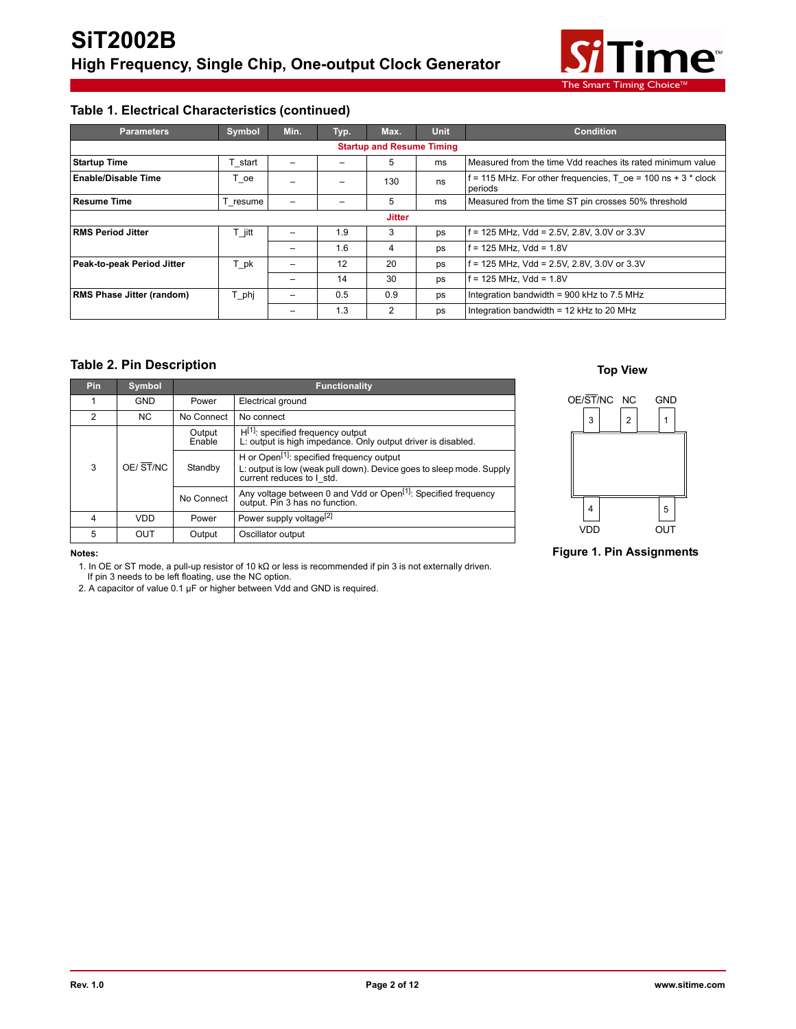## Table 1. Electrical Characteristics (continued)

| Parameters | Symbol | Min. | Typ. | Max. | Unit | Condition |
|---|---|---|---|---|---|---|
| **Startup and Resume Timing** | | | | | | |
| **Startup Time** | T_start | – | – | 5 | ms | Measured from the time Vdd reaches its rated minimum value |
| **Enable/Disable Time** | T_oe | – | – | 130 | ns | f = 115 MHz. For other frequencies, T_oe = 100 ns + 3 * clock periods |
| **Resume Time** | T_resume | – | – | 5 | ms | Measured from the time ST pin crosses 50% threshold |
| **Jitter** | | | | | | |
| **RMS Period Jitter** | T_jitt | – | 1.9 | 3 | ps | f = 125 MHz, Vdd = 2.5V, 2.8V, 3.0V or 3.3V |
| | | – | 1.6 | 4 | ps | f = 125 MHz, Vdd = 1.8V |
| **Peak-to-peak Period Jitter** | T_pk | – | 12 | 20 | ps | f = 125 MHz, Vdd = 2.5V, 2.8V, 3.0V or 3.3V |
| | | – | 14 | 30 | ps | f = 125 MHz, Vdd = 1.8V |
| **RMS Phase Jitter (random)** | T_phj | – | 0.5 | 0.9 | ps | Integration bandwidth = 900 kHz to 7.5 MHz |
| | | – | 1.3 | 2 | ps | Integration bandwidth = 12 kHz to 20 MHz |

## Table 2. Pin Description

| Pin | Symbol | Functionality | |
|---|---|---|---|
| 1 | GND | Power | Electrical ground |
| 2 | NC | No Connect | No connect |
| 3 | OE/ $\overline{\text{ST}}$/NC | Output Enable | H[1]: specified frequency output<br>L: output is high impedance. Only output driver is disabled. |
| | | Standby | H or Open[1]: specified frequency output<br>L: output is low (weak pull down). Device goes to sleep mode. Supply current reduces to I_std. |
| | | No Connect | Any voltage between 0 and Vdd or Open[1]: Specified frequency output. Pin 3 has no function. |
| 4 | VDD | Power | Power supply voltage[2] |
| 5 | OUT | Output | Oscillator output |

**Notes:**

1. In OE or ST mode, a pull-up resistor of 10 kΩ or less is recommended if pin 3 is not externally driven. If pin 3 needs to be left floating, use the NC option.
2. A capacitor of value 0.1 µF or higher between Vdd and GND is required.

**Top View**

| OE/$\overline{\text{ST}}$/NC | NC | GND |
|---|---|---|
| 3 | 2 | 1 |
| 4 | | 5 |
| VDD | | OUT |

**Figure 1. Pin Assignments**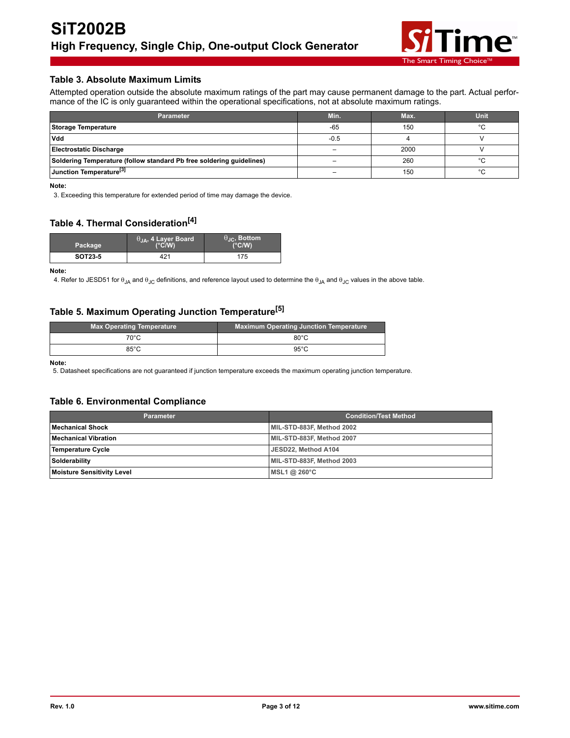## Table 3. Absolute Maximum Limits

Attempted operation outside the absolute maximum ratings of the part may cause permanent damage to the part. Actual performance of the IC is only guaranteed within the operational specifications, not at absolute maximum ratings.

| Parameter | Min. | Max. | Unit |
|---|---|---|---|
| **Storage Temperature** | -65 | 150 | °C |
| **Vdd** | -0.5 | 4 | V |
| **Electrostatic Discharge** | – | 2000 | V |
| **Soldering Temperature (follow standard Pb free soldering guidelines)** | – | 260 | °C |
| **Junction Temperature[3]** | – | 150 | °C |

**Note:**

3. Exceeding this temperature for extended period of time may damage the device.

## Table 4. Thermal Consideration[4]

| Package | $\theta_{JA}$, 4 Layer Board (°C/W) | $\theta_{JC}$, Bottom (°C/W) |
|---|---|---|
| **SOT23-5** | 421 | 175 |

**Note:**

4. Refer to JESD51 for $\theta_{JA}$ and $\theta_{JC}$ definitions, and reference layout used to determine the $\theta_{JA}$ and $\theta_{JC}$ values in the above table.

## Table 5. Maximum Operating Junction Temperature[5]

| Max Operating Temperature | Maximum Operating Junction Temperature |
|---|---|
| 70°C | 80°C |
| 85°C | 95°C |

**Note:**

5. Datasheet specifications are not guaranteed if junction temperature exceeds the maximum operating junction temperature.

## Table 6. Environmental Compliance

| Parameter | Condition/Test Method |
|---|---|
| **Mechanical Shock** | MIL-STD-883F, Method 2002 |
| **Mechanical Vibration** | MIL-STD-883F, Method 2007 |
| **Temperature Cycle** | JESD22, Method A104 |
| **Solderability** | MIL-STD-883F, Method 2003 |
| **Moisture Sensitivity Level** | MSL1 @ 260°C |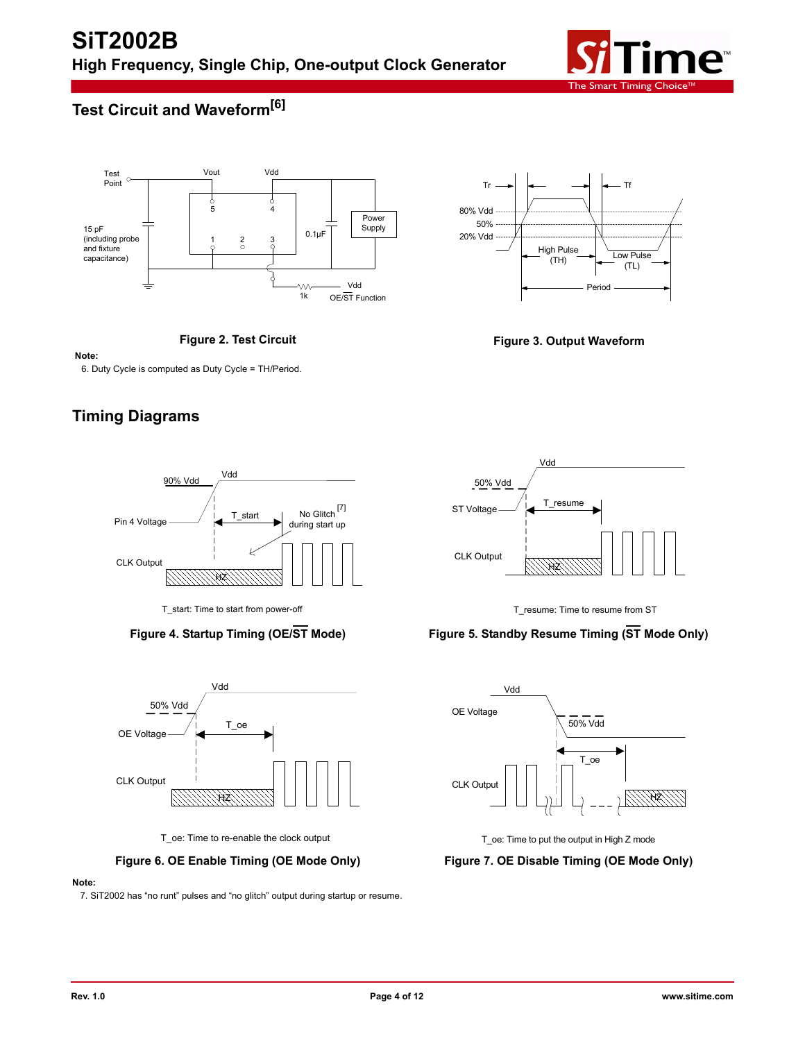## Test Circuit and Waveform[6]

**Figure 2. Test Circuit**

**Figure 3. Output Waveform**

**Note:**

6. Duty Cycle is computed as Duty Cycle = TH/Period.

## Timing Diagrams

T_start: Time to start from power-off

**Figure 4. Startup Timing (OE/ST Mode)**

T_resume: Time to resume from ST

**Figure 5. Standby Resume Timing (ST Mode Only)**

T_oe: Time to re-enable the clock output

**Figure 6. OE Enable Timing (OE Mode Only)**

T_oe: Time to put the output in High Z mode

**Figure 7. OE Disable Timing (OE Mode Only)**

**Note:**

7. SiT2002 has "no runt" pulses and "no glitch" output during startup or resume.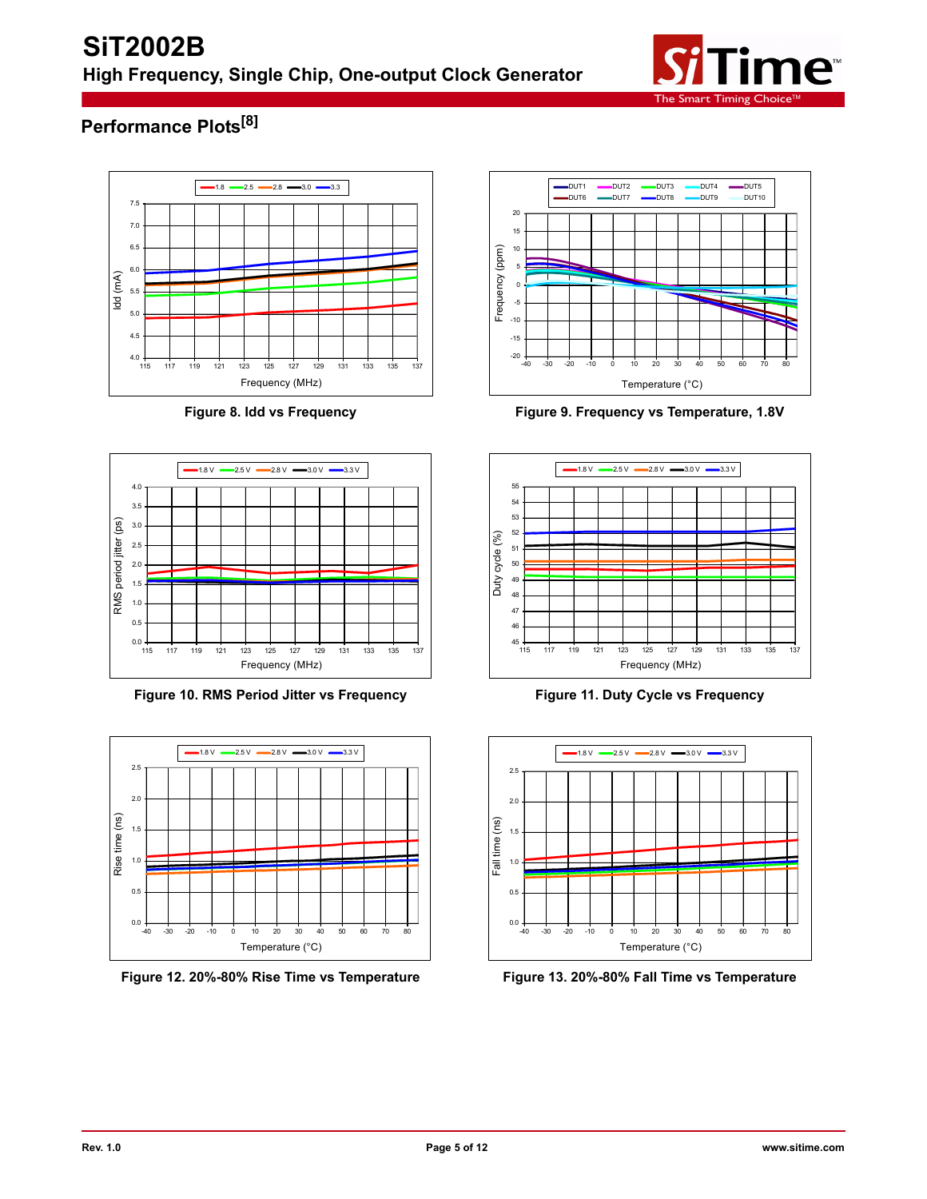## Performance Plots[8]

Figure 8. Idd vs Frequency

Figure 9. Frequency vs Temperature, 1.8V

Figure 10. RMS Period Jitter vs Frequency

Figure 11. Duty Cycle vs Frequency

Figure 12. 20%-80% Rise Time vs Temperature

Figure 13. 20%-80% Fall Time vs Temperature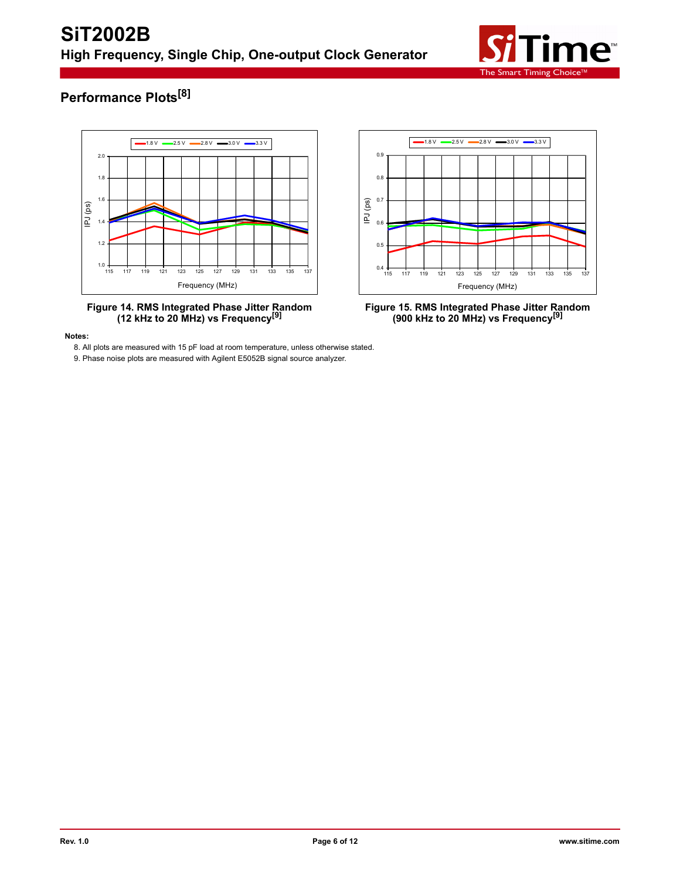## Performance Plots[8]

**Figure 14. RMS Integrated Phase Jitter Random (12 kHz to 20 MHz) vs Frequency[9]**

**Figure 15. RMS Integrated Phase Jitter Random (900 kHz to 20 MHz) vs Frequency[9]**

**Notes:**

8. All plots are measured with 15 pF load at room temperature, unless otherwise stated.
9. Phase noise plots are measured with Agilent E5052B signal source analyzer.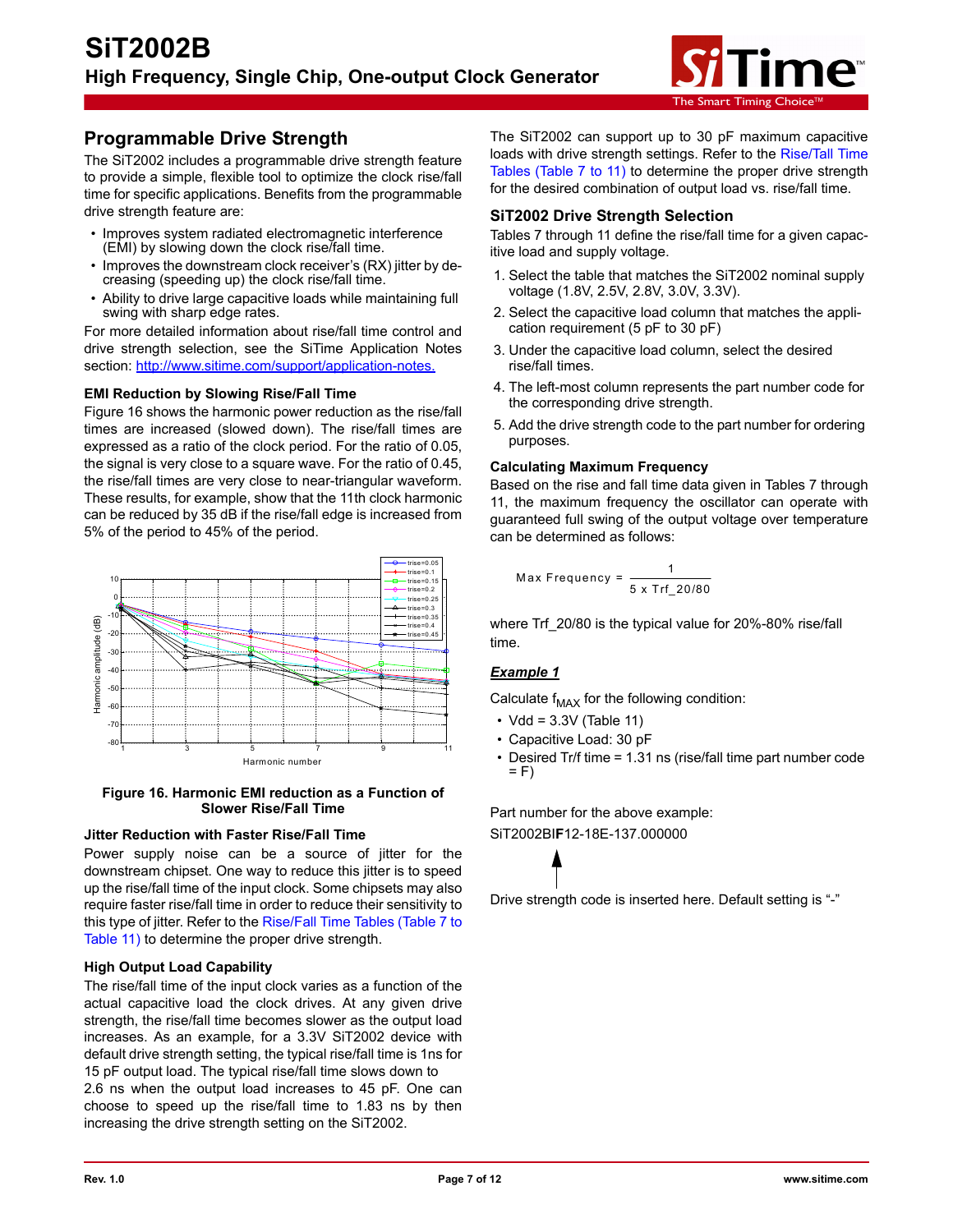## Programmable Drive Strength

The SiT2002 includes a programmable drive strength feature to provide a simple, flexible tool to optimize the clock rise/fall time for specific applications. Benefits from the programmable drive strength feature are:

- Improves system radiated electromagnetic interference (EMI) by slowing down the clock rise/fall time.
- Improves the downstream clock receiver's (RX) jitter by decreasing (speeding up) the clock rise/fall time.
- Ability to drive large capacitive loads while maintaining full swing with sharp edge rates.

For more detailed information about rise/fall time control and drive strength selection, see the SiTime Application Notes section: http://www.sitime.com/support/application-notes.

### EMI Reduction by Slowing Rise/Fall Time

Figure 16 shows the harmonic power reduction as the rise/fall times are increased (slowed down). The rise/fall times are expressed as a ratio of the clock period. For the ratio of 0.05, the signal is very close to a square wave. For the ratio of 0.45, the rise/fall times are very close to near-triangular waveform. These results, for example, show that the 11th clock harmonic can be reduced by 35 dB if the rise/fall edge is increased from 5% of the period to 45% of the period.

**Figure 16. Harmonic EMI reduction as a Function of Slower Rise/Fall Time**

### Jitter Reduction with Faster Rise/Fall Time

Power supply noise can be a source of jitter for the downstream chipset. One way to reduce this jitter is to speed up the rise/fall time of the input clock. Some chipsets may also require faster rise/fall time in order to reduce their sensitivity to this type of jitter. Refer to the Rise/Fall Time Tables (Table 7 to Table 11) to determine the proper drive strength.

### High Output Load Capability

The rise/fall time of the input clock varies as a function of the actual capacitive load the clock drives. At any given drive strength, the rise/fall time becomes slower as the output load increases. As an example, for a 3.3V SiT2002 device with default drive strength setting, the typical rise/fall time is 1ns for 15 pF output load. The typical rise/fall time slows down to 2.6 ns when the output load increases to 45 pF. One can choose to speed up the rise/fall time to 1.83 ns by then increasing the drive strength setting on the SiT2002.

The SiT2002 can support up to 30 pF maximum capacitive loads with drive strength settings. Refer to the Rise/Tall Time Tables (Table 7 to 11) to determine the proper drive strength for the desired combination of output load vs. rise/fall time.

### SiT2002 Drive Strength Selection

Tables 7 through 11 define the rise/fall time for a given capacitive load and supply voltage.

1. Select the table that matches the SiT2002 nominal supply voltage (1.8V, 2.5V, 2.8V, 3.0V, 3.3V).
2. Select the capacitive load column that matches the application requirement (5 pF to 30 pF)
3. Under the capacitive load column, select the desired rise/fall times.
4. The left-most column represents the part number code for the corresponding drive strength.
5. Add the drive strength code to the part number for ordering purposes.

### Calculating Maximum Frequency

Based on the rise and fall time data given in Tables 7 through 11, the maximum frequency the oscillator can operate with guaranteed full swing of the output voltage over temperature can be determined as follows:

$$\text{Max Frequency} = \frac{1}{5 \times Trf\_20/80}$$

where Trf_20/80 is the typical value for 20%-80% rise/fall time.

***Example 1***

Calculate $f_{MAX}$ for the following condition:

- Vdd = 3.3V (Table 11)
- Capacitive Load: 30 pF
- Desired Tr/f time = 1.31 ns (rise/fall time part number code = F)

Part number for the above example:

SiT2002BI**F**12-18E-137.000000

Drive strength code is inserted here. Default setting is "-"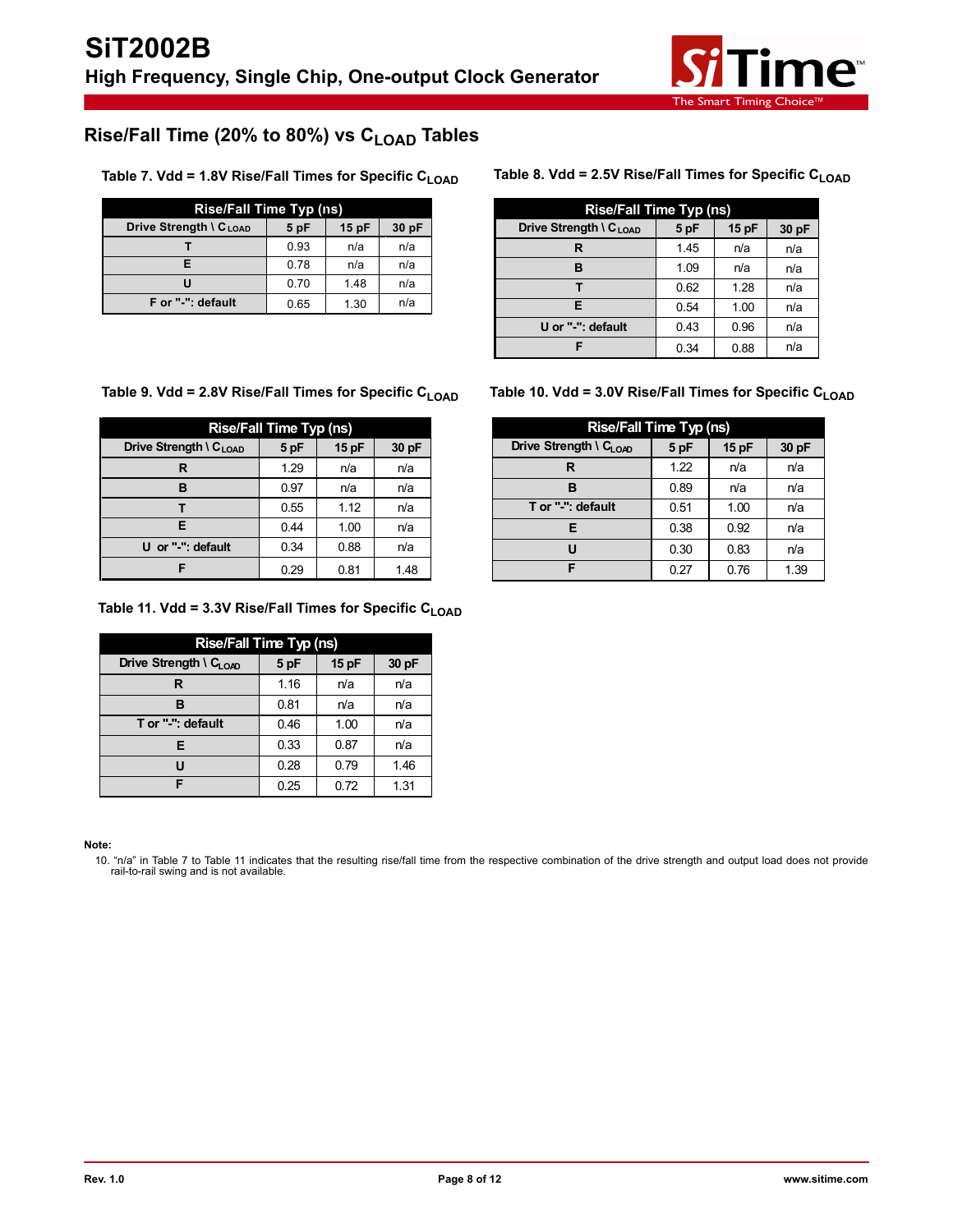## Rise/Fall Time (20% to 80%) vs $C_{LOAD}$ Tables

**Table 7. Vdd = 1.8V Rise/Fall Times for Specific $C_{LOAD}$**

| Rise/Fall Time Typ (ns) | | | |
|---|---|---|---|
| Drive Strength \ $C_{LOAD}$ | 5 pF | 15 pF | 30 pF |
| T | 0.93 | n/a | n/a |
| E | 0.78 | n/a | n/a |
| U | 0.70 | 1.48 | n/a |
| F or "-": default | 0.65 | 1.30 | n/a |

**Table 8. Vdd = 2.5V Rise/Fall Times for Specific $C_{LOAD}$**

| Rise/Fall Time Typ (ns) | | | |
|---|---|---|---|
| Drive Strength \ $C_{LOAD}$ | 5 pF | 15 pF | 30 pF |
| R | 1.45 | n/a | n/a |
| B | 1.09 | n/a | n/a |
| T | 0.62 | 1.28 | n/a |
| E | 0.54 | 1.00 | n/a |
| U or "-": default | 0.43 | 0.96 | n/a |
| F | 0.34 | 0.88 | n/a |

**Table 9. Vdd = 2.8V Rise/Fall Times for Specific $C_{LOAD}$**

| Rise/Fall Time Typ (ns) | | | |
|---|---|---|---|
| Drive Strength \ $C_{LOAD}$ | 5 pF | 15 pF | 30 pF |
| R | 1.29 | n/a | n/a |
| B | 0.97 | n/a | n/a |
| T | 0.55 | 1.12 | n/a |
| E | 0.44 | 1.00 | n/a |
| U or "-": default | 0.34 | 0.88 | n/a |
| F | 0.29 | 0.81 | 1.48 |

**Table 10. Vdd = 3.0V Rise/Fall Times for Specific $C_{LOAD}$**

| Rise/Fall Time Typ (ns) | | | |
|---|---|---|---|
| Drive Strength \ $C_{LOAD}$ | 5 pF | 15 pF | 30 pF |
| R | 1.22 | n/a | n/a |
| B | 0.89 | n/a | n/a |
| T or "-": default | 0.51 | 1.00 | n/a |
| E | 0.38 | 0.92 | n/a |
| U | 0.30 | 0.83 | n/a |
| F | 0.27 | 0.76 | 1.39 |

**Table 11. Vdd = 3.3V Rise/Fall Times for Specific $C_{LOAD}$**

| Rise/Fall Time Typ (ns) | | | |
|---|---|---|---|
| Drive Strength \ $C_{LOAD}$ | 5 pF | 15 pF | 30 pF |
| R | 1.16 | n/a | n/a |
| B | 0.81 | n/a | n/a |
| T or "-": default | 0.46 | 1.00 | n/a |
| E | 0.33 | 0.87 | n/a |
| U | 0.28 | 0.79 | 1.46 |
| F | 0.25 | 0.72 | 1.31 |

**Note:**

10. "n/a" in Table 7 to Table 11 indicates that the resulting rise/fall time from the respective combination of the drive strength and output load does not provide rail-to-rail swing and is not available.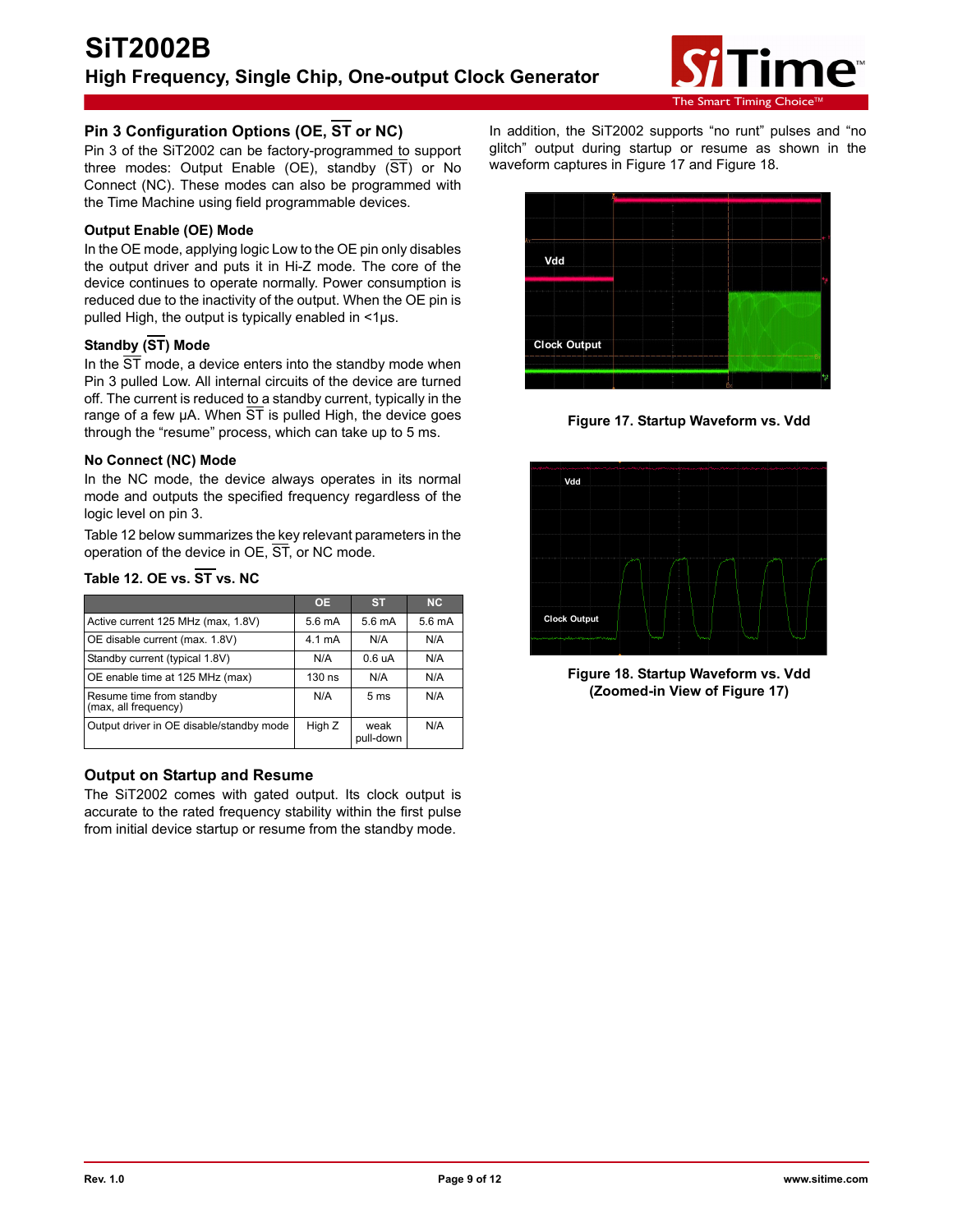## Pin 3 Configuration Options (OE, $\overline{ST}$ or NC)

Pin 3 of the SiT2002 can be factory-programmed to support three modes: Output Enable (OE), standby ($\overline{ST}$) or No Connect (NC). These modes can also be programmed with the Time Machine using field programmable devices.

### Output Enable (OE) Mode

In the OE mode, applying logic Low to the OE pin only disables the output driver and puts it in Hi-Z mode. The core of the device continues to operate normally. Power consumption is reduced due to the inactivity of the output. When the OE pin is pulled High, the output is typically enabled in <1µs.

### Standby ($\overline{ST}$) Mode

In the $\overline{ST}$ mode, a device enters into the standby mode when Pin 3 pulled Low. All internal circuits of the device are turned off. The current is reduced to a standby current, typically in the range of a few µA. When $\overline{ST}$ is pulled High, the device goes through the "resume" process, which can take up to 5 ms.

### No Connect (NC) Mode

In the NC mode, the device always operates in its normal mode and outputs the specified frequency regardless of the logic level on pin 3.

Table 12 below summarizes the key relevant parameters in the operation of the device in OE, $\overline{ST}$, or NC mode.

**Table 12. OE vs. $\overline{ST}$ vs. NC**

| | OE | ST | NC |
|---|---|---|---|
| Active current 125 MHz (max, 1.8V) | 5.6 mA | 5.6 mA | 5.6 mA |
| OE disable current (max. 1.8V) | 4.1 mA | N/A | N/A |
| Standby current (typical 1.8V) | N/A | 0.6 uA | N/A |
| OE enable time at 125 MHz (max) | 130 ns | N/A | N/A |
| Resume time from standby (max, all frequency) | N/A | 5 ms | N/A |
| Output driver in OE disable/standby mode | High Z | weak pull-down | N/A |

## Output on Startup and Resume

The SiT2002 comes with gated output. Its clock output is accurate to the rated frequency stability within the first pulse from initial device startup or resume from the standby mode.

In addition, the SiT2002 supports "no runt" pulses and "no glitch" output during startup or resume as shown in the waveform captures in Figure 17 and Figure 18.

**Figure 17. Startup Waveform vs. Vdd**

**Figure 18. Startup Waveform vs. Vdd (Zoomed-in View of Figure 17)**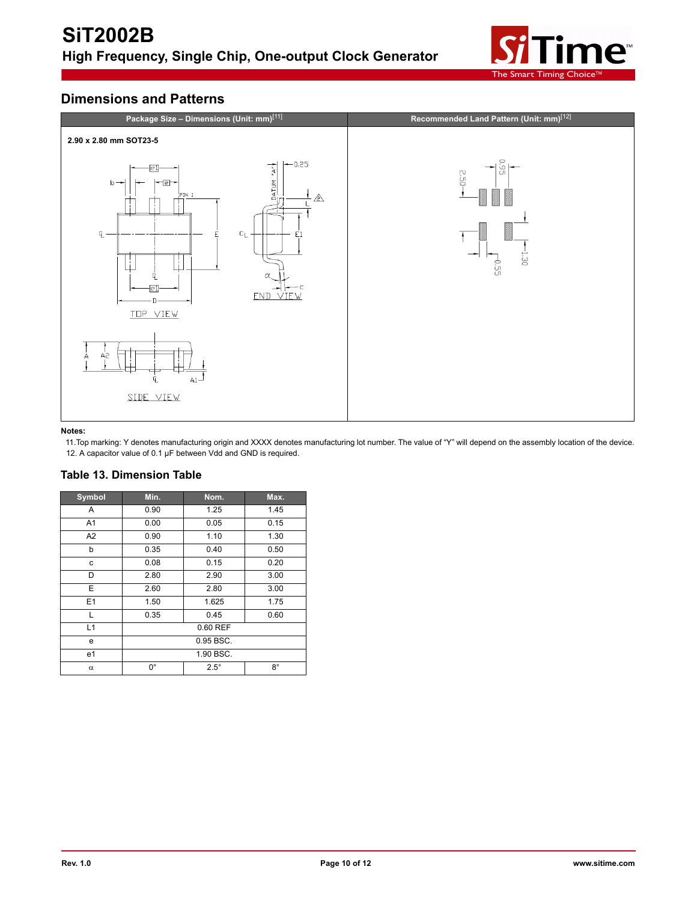## Dimensions and Patterns

| Package Size – Dimensions (Unit: mm)[11] | Recommended Land Pattern (Unit: mm)[12] |
|---|---|
| 2.90 x 2.80 mm SOT23-5 | |

**Notes:**

11. Top marking: Y denotes manufacturing origin and XXXX denotes manufacturing lot number. The value of "Y" will depend on the assembly location of the device.
12. A capacitor value of 0.1 µF between Vdd and GND is required.

### Table 13. Dimension Table

| Symbol | Min. | Nom. | Max. |
|---|---|---|---|
| A | 0.90 | 1.25 | 1.45 |
| A1 | 0.00 | 0.05 | 0.15 |
| A2 | 0.90 | 1.10 | 1.30 |
| b | 0.35 | 0.40 | 0.50 |
| c | 0.08 | 0.15 | 0.20 |
| D | 2.80 | 2.90 | 3.00 |
| E | 2.60 | 2.80 | 3.00 |
| E1 | 1.50 | 1.625 | 1.75 |
| L | 0.35 | 0.45 | 0.60 |
| L1 | | 0.60 REF | |
| e | | 0.95 BSC. | |
| e1 | | 1.90 BSC. | |
| α | 0° | 2.5° | 8° |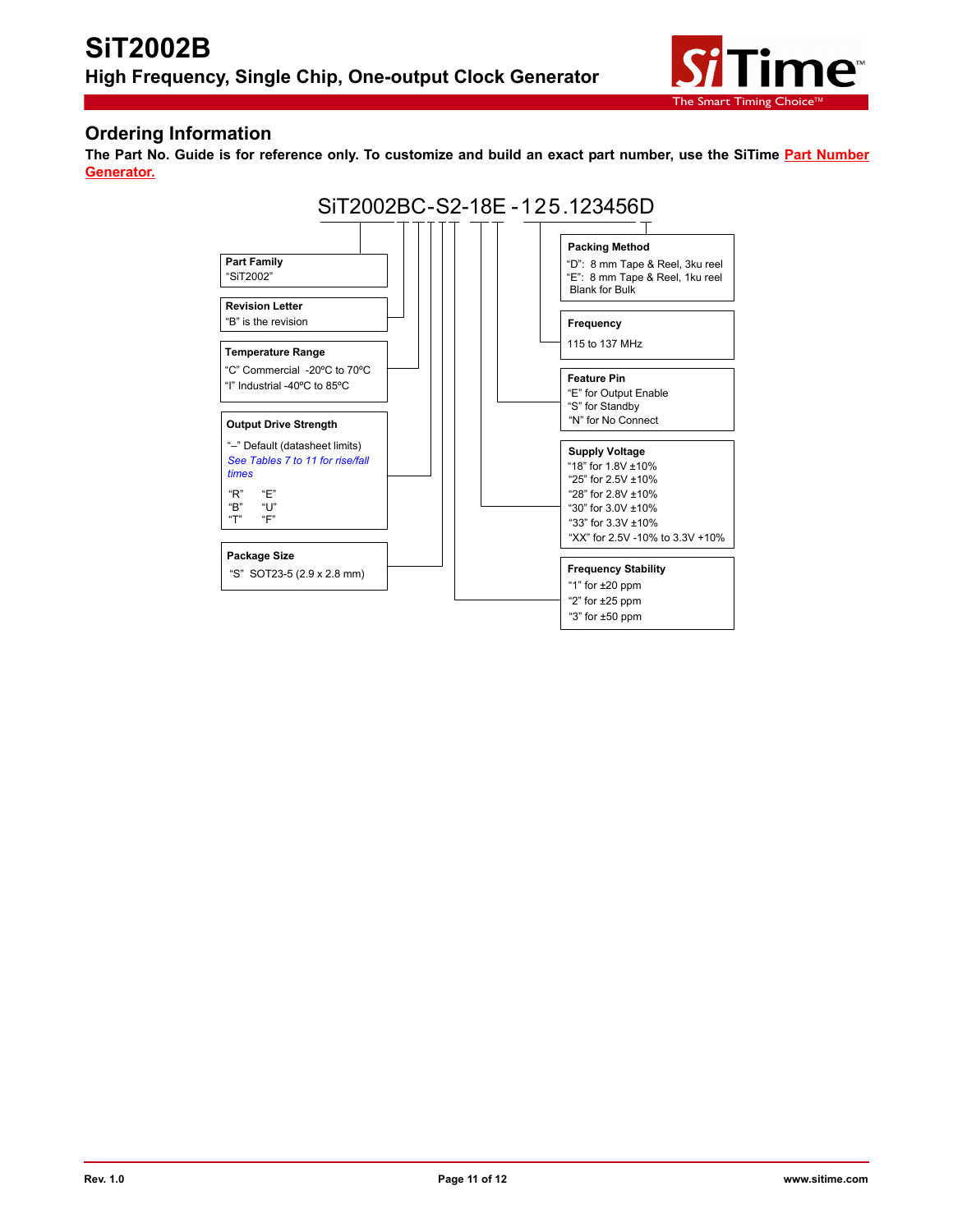## Ordering Information

**The Part No. Guide is for reference only. To customize and build an exact part number, use the SiTime Part Number Generator.**

SiT2002BC-S2-18E -125.123456D

**Part Family**
"SiT2002"

**Revision Letter**
"B" is the revision

**Temperature Range**
"C" Commercial -20ºC to 70ºC
"I" Industrial -40ºC to 85ºC

**Output Drive Strength**
"–" Default (datasheet limits)
*See Tables 7 to 11 for rise/fall times*
"R" "E"
"B" "U"
"T" "F"

**Package Size**
"S" SOT23-5 (2.9 x 2.8 mm)

**Packing Method**
"D": 8 mm Tape & Reel, 3ku reel
"E": 8 mm Tape & Reel, 1ku reel
Blank for Bulk

**Frequency**
115 to 137 MHz

**Feature Pin**
"E" for Output Enable
"S" for Standby
"N" for No Connect

**Supply Voltage**
"18" for 1.8V ±10%
"25" for 2.5V ±10%
"28" for 2.8V ±10%
"30" for 3.0V ±10%
"33" for 3.3V ±10%
"XX" for 2.5V -10% to 3.3V +10%

**Frequency Stability**
"1" for ±20 ppm
"2" for ±25 ppm
"3" for ±50 ppm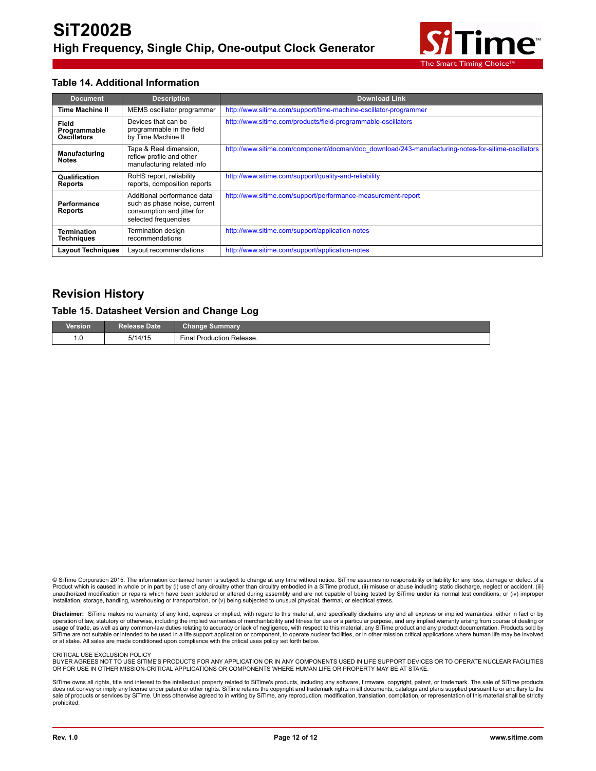### Table 14. Additional Information

| Document | Description | Download Link |
|---|---|---|
| **Time Machine II** | MEMS oscillator programmer | http://www.sitime.com/support/time-machine-oscillator-programmer |
| **Field Programmable Oscillators** | Devices that can be programmable in the field by Time Machine II | http://www.sitime.com/products/field-programmable-oscillators |
| **Manufacturing Notes** | Tape & Reel dimension, reflow profile and other manufacturing related info | http://www.sitime.com/component/docman/doc_download/243-manufacturing-notes-for-sitime-oscillators |
| **Qualification Reports** | RoHS report, reliability reports, composition reports | http://www.sitime.com/support/quality-and-reliability |
| **Performance Reports** | Additional performance data such as phase noise, current consumption and jitter for selected frequencies | http://www.sitime.com/support/performance-measurement-report |
| **Termination Techniques** | Termination design recommendations | http://www.sitime.com/support/application-notes |
| **Layout Techniques** | Layout recommendations | http://www.sitime.com/support/application-notes |

## Revision History

### Table 15. Datasheet Version and Change Log

| Version | Release Date | Change Summary |
|---|---|---|
| 1.0 | 5/14/15 | Final Production Release. |

© SiTime Corporation 2015. The information contained herein is subject to change at any time without notice. SiTime assumes no responsibility or liability for any loss, damage or defect of a Product which is caused in whole or in part by (i) use of any circuitry other than circuitry embodied in a SiTime product, (ii) misuse or abuse including static discharge, neglect or accident, (iii) unauthorized modification or repairs which have been soldered or altered during assembly and are not capable of being tested by SiTime under its normal test conditions, or (iv) improper installation, storage, handling, warehousing or transportation, or (v) being subjected to unusual physical, thermal, or electrical stress.

**Disclaimer:** SiTime makes no warranty of any kind, express or implied, with regard to this material, and specifically disclaims any and all express or implied warranties, either in fact or by operation of law, statutory or otherwise, including the implied warranties of merchantability and fitness for use or a particular purpose, and any implied warranty arising from course of dealing or usage of trade, as well as any common-law duties relating to accuracy or lack of negligence, with respect to this material, any SiTime product and any product documentation. Products sold by SiTime are not suitable or intended to be used in a life support application or component, to operate nuclear facilities, or in other mission critical applications where human life may be involved or at stake. All sales are made conditioned upon compliance with the critical uses policy set forth below.

CRITICAL USE EXCLUSION POLICY
BUYER AGREES NOT TO USE SITIME'S PRODUCTS FOR ANY APPLICATION OR IN ANY COMPONENTS USED IN LIFE SUPPORT DEVICES OR TO OPERATE NUCLEAR FACILITIES OR FOR USE IN OTHER MISSION-CRITICAL APPLICATIONS OR COMPONENTS WHERE HUMAN LIFE OR PROPERTY MAY BE AT STAKE.

SiTime owns all rights, title and interest to the intellectual property related to SiTime's products, including any software, firmware, copyright, patent, or trademark. The sale of SiTime products does not convey or imply any license under patent or other rights. SiTime retains the copyright and trademark rights in all documents, catalogs and plans supplied pursuant to or ancillary to the sale of products or services by SiTime. Unless otherwise agreed to in writing by SiTime, any reproduction, modification, translation, compilation, or representation of this material shall be strictly prohibited.